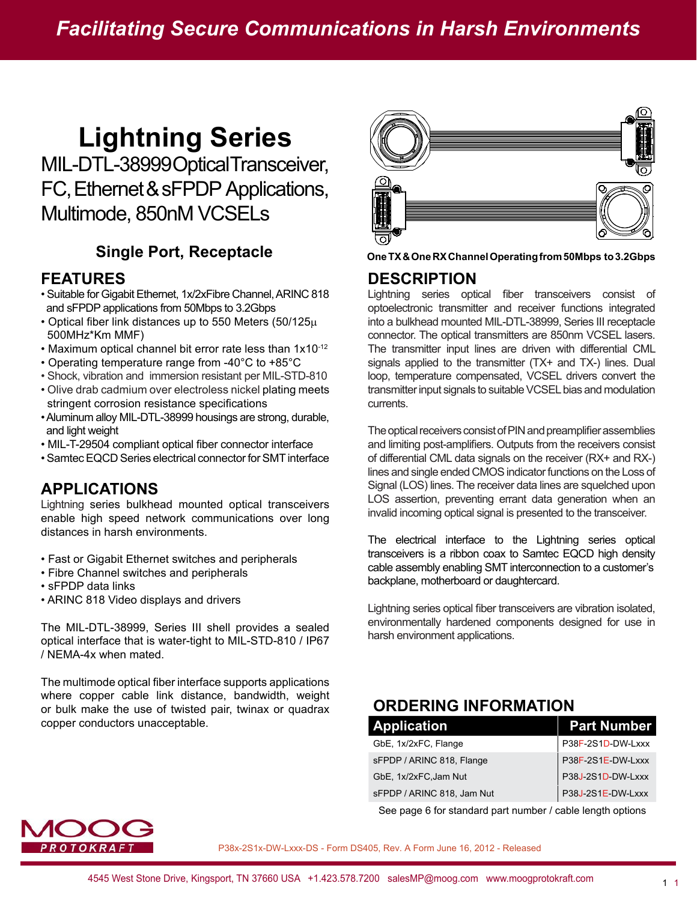Facilitating Secure Communications in Harsh Environments

# Lightning Series

## MIL-DTL-38999 Optical Transceiver, FC, Ethernet & sFPDP Applications, Multimode, 850nM VCSELs

### Single Port, Receptacle

One TX & One RX Channel Operating from 50Mbps to 3.2Gbps

## FEATURES

- Suitable for Gigabit Ethernet, 1x/2xFibre Channel, ARINC 818 and sFPDP applications from 50Mbps to 3.2Gbps
- Optical fiber link distances up to 550 Meters (50/125µ 500MHz*Km MMF)
- Maximum optical channel bit error rate less than $1x10^{-12}$
- Operating temperature range from -40°C to +85°C
- Shock, vibration and immersion resistant per MIL-STD-810
- Olive drab cadmium over electroless nickel plating meets stringent corrosion resistance specifications
- Aluminum alloy MIL-DTL-38999 housings are strong, durable, and light weight
- MIL-T-29504 compliant optical fiber connector interface
- Samtec EQCD Series electrical connector for SMT interface

## APPLICATIONS

Lightning series bulkhead mounted optical transceivers enable high speed network communications over long distances in harsh environments.

- Fast or Gigabit Ethernet switches and peripherals
- Fibre Channel switches and peripherals
- sFPDP data links
- ARINC 818 Video displays and drivers

The MIL-DTL-38999, Series III shell provides a sealed optical interface that is water-tight to MIL-STD-810 / IP67 / NEMA-4x when mated.

The multimode optical fiber interface supports applications where copper cable link distance, bandwidth, weight or bulk make the use of twisted pair, twinax or quadrax copper conductors unacceptable.

## DESCRIPTION

Lightning series optical fiber transceivers consist of optoelectronic transmitter and receiver functions integrated into a bulkhead mounted MIL-DTL-38999, Series III receptacle connector. The optical transmitters are 850nm VCSEL lasers. The transmitter input lines are driven with differential CML signals applied to the transmitter (TX+ and TX-) lines. Dual loop, temperature compensated, VCSEL drivers convert the transmitter input signals to suitable VCSEL bias and modulation currents.

The optical receivers consist of PIN and preamplifier assemblies and limiting post-amplifiers. Outputs from the receivers consist of differential CML data signals on the receiver (RX+ and RX-) lines and single ended CMOS indicator functions on the Loss of Signal (LOS) lines. The receiver data lines are squelched upon LOS assertion, preventing errant data generation when an invalid incoming optical signal is presented to the transceiver.

The electrical interface to the Lightning series optical transceivers is a ribbon coax to Samtec EQCD high density cable assembly enabling SMT interconnection to a customer's backplane, motherboard or daughtercard.

Lightning series optical fiber transceivers are vibration isolated, environmentally hardened components designed for use in harsh environment applications.

## ORDERING INFORMATION

| Application | Part Number |
|---|---|
| GbE, 1x/2xFC, Flange | P38F-2S1D-DW-Lxxx |
| sFPDP / ARINC 818, Flange | P38F-2S1E-DW-Lxxx |
| GbE, 1x/2xFC,Jam Nut | P38J-2S1D-DW-Lxxx |
| sFPDP / ARINC 818, Jam Nut | P38J-2S1E-DW-Lxxx |

See page 6 for standard part number / cable length options

MOOG PROTOKRAFT

P38x-2S1x-DW-Lxxx-DS - Form DS405, Rev. A Form June 16, 2012 - Released

4545 West Stone Drive, Kingsport, TN 37660 USA +1.423.578.7200 salesMP@moog.com www.moogprotokraft.com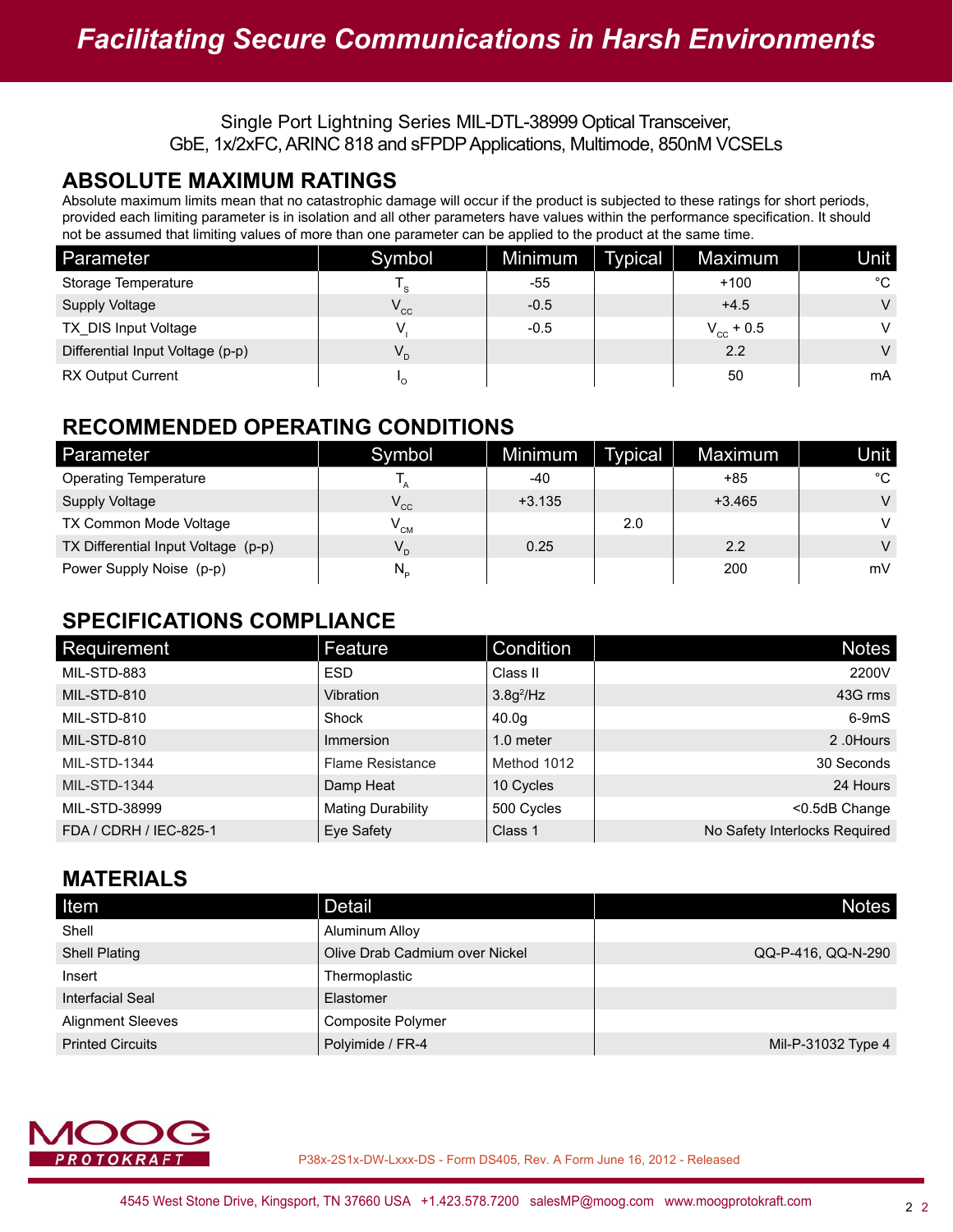Single Port Lightning Series MIL-DTL-38999 Optical Transceiver,
GbE, 1x/2xFC, ARINC 818 and sFPDP Applications, Multimode, 850nM VCSELs

## ABSOLUTE MAXIMUM RATINGS

Absolute maximum limits mean that no catastrophic damage will occur if the product is subjected to these ratings for short periods, provided each limiting parameter is in isolation and all other parameters have values within the performance specification. It should not be assumed that limiting values of more than one parameter can be applied to the product at the same time.

| Parameter | Symbol | Minimum | Typical | Maximum | Unit |
|---|---|---|---|---|---|
| Storage Temperature | $T_S$ | -55 | | +100 | °C |
| Supply Voltage | $V_{CC}$ | -0.5 | | +4.5 | V |
| TX_DIS Input Voltage | $V_I$ | -0.5 | | $V_{CC}$ + 0.5 | V |
| Differential Input Voltage (p-p) | $V_D$ | | | 2.2 | V |
| RX Output Current | $I_O$ | | | 50 | mA |

## RECOMMENDED OPERATING CONDITIONS

| Parameter | Symbol | Minimum | Typical | Maximum | Unit |
|---|---|---|---|---|---|
| Operating Temperature | $T_A$ | -40 | | +85 | °C |
| Supply Voltage | $V_{CC}$ | +3.135 | | +3.465 | V |
| TX Common Mode Voltage | $V_{CM}$ | | 2.0 | | V |
| TX Differential Input Voltage (p-p) | $V_D$ | 0.25 | | 2.2 | V |
| Power Supply Noise (p-p) | $N_P$ | | | 200 | mV |

## SPECIFICATIONS COMPLIANCE

| Requirement | Feature | Condition | Notes |
|---|---|---|---|
| MIL-STD-883 | ESD | Class II | 2200V |
| MIL-STD-810 | Vibration | 3.8g$^2$/Hz | 43G rms |
| MIL-STD-810 | Shock | 40.0g | 6-9mS |
| MIL-STD-810 | Immersion | 1.0 meter | 2 .0Hours |
| MIL-STD-1344 | Flame Resistance | Method 1012 | 30 Seconds |
| MIL-STD-1344 | Damp Heat | 10 Cycles | 24 Hours |
| MIL-STD-38999 | Mating Durability | 500 Cycles | <0.5dB Change |
| FDA / CDRH / IEC-825-1 | Eye Safety | Class 1 | No Safety Interlocks Required |

## MATERIALS

| Item | Detail | Notes |
|---|---|---|
| Shell | Aluminum Alloy | |
| Shell Plating | Olive Drab Cadmium over Nickel | QQ-P-416, QQ-N-290 |
| Insert | Thermoplastic | |
| Interfacial Seal | Elastomer | |
| Alignment Sleeves | Composite Polymer | |
| Printed Circuits | Polyimide / FR-4 | Mil-P-31032 Type 4 |

P38x-2S1x-DW-Lxxx-DS - Form DS405, Rev. A Form June 16, 2012 - Released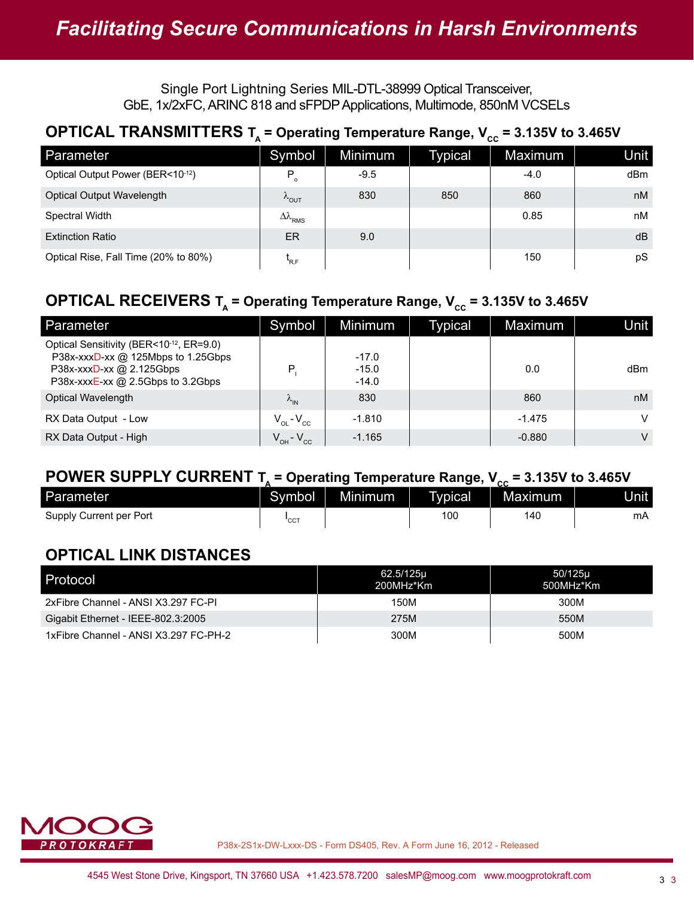Single Port Lightning Series MIL-DTL-38999 Optical Transceiver,
GbE, 1x/2xFC, ARINC 818 and sFPDP Applications, Multimode, 850nM VCSELs

## OPTICAL TRANSMITTERS $T_A$ = Operating Temperature Range, $V_{CC}$ = 3.135V to 3.465V

| Parameter | Symbol | Minimum | Typical | Maximum | Unit |
|---|---|---|---|---|---|
| Optical Output Power (BER<$10^{-12}$) | $P_o$ | -9.5 | | -4.0 | dBm |
| Optical Output Wavelength | $\lambda_{OUT}$ | 830 | 850 | 860 | nM |
| Spectral Width | $\Delta\lambda_{RMS}$ | | | 0.85 | nM |
| Extinction Ratio | ER | 9.0 | | | dB |
| Optical Rise, Fall Time (20% to 80%) | $t_{R,F}$ | | | 150 | pS |

## OPTICAL RECEIVERS $T_A$ = Operating Temperature Range, $V_{CC}$ = 3.135V to 3.465V

| Parameter | Symbol | Minimum | Typical | Maximum | Unit |
|---|---|---|---|---|---|
| Optical Sensitivity (BER<$10^{-12}$, ER=9.0)<br>P38x-xxxD-xx @ 125Mbps to 1.25Gbps<br>P38x-xxxD-xx @ 2.125Gbps<br>P38x-xxxE-xx @ 2.5Gbps to 3.2Gbps | $P_I$ | <br>-17.0<br>-15.0<br>-14.0 | | 0.0 | dBm |
| Optical Wavelength | $\lambda_{IN}$ | 830 | | 860 | nM |
| RX Data Output - Low | $V_{OL}$ - $V_{CC}$ | -1.810 | | -1.475 | V |
| RX Data Output - High | $V_{OH}$ - $V_{CC}$ | -1.165 | | -0.880 | V |

## POWER SUPPLY CURRENT $T_A$ = Operating Temperature Range, $V_{CC}$ = 3.135V to 3.465V

| Parameter | Symbol | Minimum | Typical | Maximum | Unit |
|---|---|---|---|---|---|
| Supply Current per Port | $I_{CCT}$ | | 100 | 140 | mA |

## OPTICAL LINK DISTANCES

| Protocol | 62.5/125µ 200MHz*Km | 50/125µ 500MHz*Km |
|---|---|---|
| 2xFibre Channel - ANSI X3.297 FC-PI | 150M | 300M |
| Gigabit Ethernet - IEEE-802.3:2005 | 275M | 550M |
| 1xFibre Channel - ANSI X3.297 FC-PH-2 | 300M | 500M |

MOOG PROTOKRAFT

P38x-2S1x-DW-Lxxx-DS - Form DS405, Rev. A Form June 16, 2012 - Released

4545 West Stone Drive, Kingsport, TN 37660 USA +1.423.578.7200 salesMP@moog.com www.moogprotokraft.com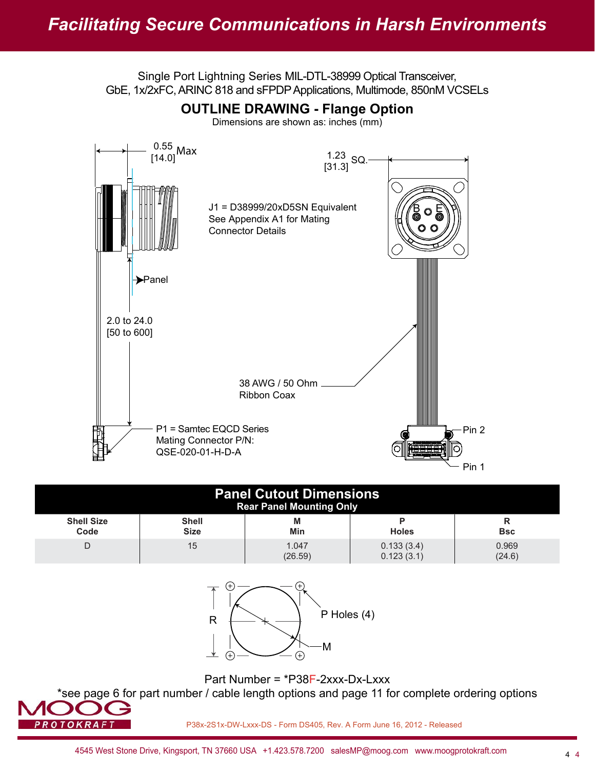Single Port Lightning Series MIL-DTL-38999 Optical Transceiver,
GbE, 1x/2xFC, ARINC 818 and sFPDP Applications, Multimode, 850nM VCSELs

## OUTLINE DRAWING - Flange Option

Dimensions are shown as: inches (mm)

0.55 [14.0] Max

1.23 [31.3] SQ.

J1 = D38999/20xD5SN Equivalent
See Appendix A1 for Mating
Connector Details

Panel

2.0 to 24.0
[50 to 600]

38 AWG / 50 Ohm
Ribbon Coax

P1 = Samtec EQCD Series
Mating Connector P/N:
QSE-020-01-H-D-A

Pin 2

Pin 1

## Panel Cutout Dimensions

**Rear Panel Mounting Only**

| Shell Size Code | Shell Size | M Min | P Holes | R Bsc |
|---|---|---|---|---|
| D | 15 | 1.047 (26.59) | 0.133 (3.4) 0.123 (3.1) | 0.969 (24.6) |

R

P Holes (4)

M

Part Number = *P38F-2xxx-Dx-Lxxx

*see page 6 for part number / cable length options and page 11 for complete ordering options

P38x-2S1x-DW-Lxxx-DS - Form DS405, Rev. A Form June 16, 2012 - Released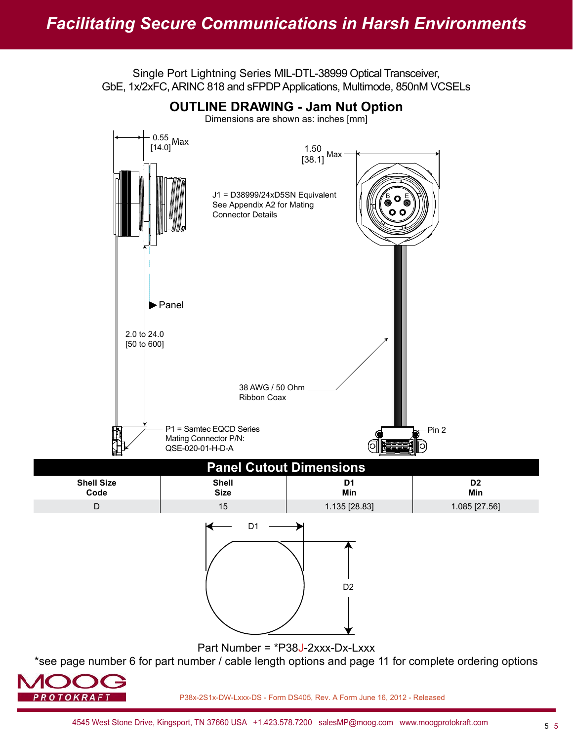Single Port Lightning Series MIL-DTL-38999 Optical Transceiver,
GbE, 1x/2xFC, ARINC 818 and sFPDP Applications, Multimode, 850nM VCSELs

## OUTLINE DRAWING - Jam Nut Option

Dimensions are shown as: inches [mm]

0.55 [14.0] Max

1.50 [38.1] Max

J1 = D38999/24xD5SN Equivalent
See Appendix A2 for Mating
Connector Details

Panel

2.0 to 24.0
[50 to 600]

38 AWG / 50 Ohm
Ribbon Coax

P1 = Samtec EQCD Series
Mating Connector P/N:
QSE-020-01-H-D-A

Pin 2

## Panel Cutout Dimensions

| Shell Size Code | Shell Size | D1 Min | D2 Min |
|---|---|---|---|
| D | 15 | 1.135 [28.83] | 1.085 [27.56] |

D1

D2

Part Number = *P38J-2xxx-Dx-Lxxx

*see page number 6 for part number / cable length options and page 11 for complete ordering options

P38x-2S1x-DW-Lxxx-DS - Form DS405, Rev. A Form June 16, 2012 - Released

4545 West Stone Drive, Kingsport, TN 37660 USA +1.423.578.7200 salesMP@moog.com www.moogprotokraft.com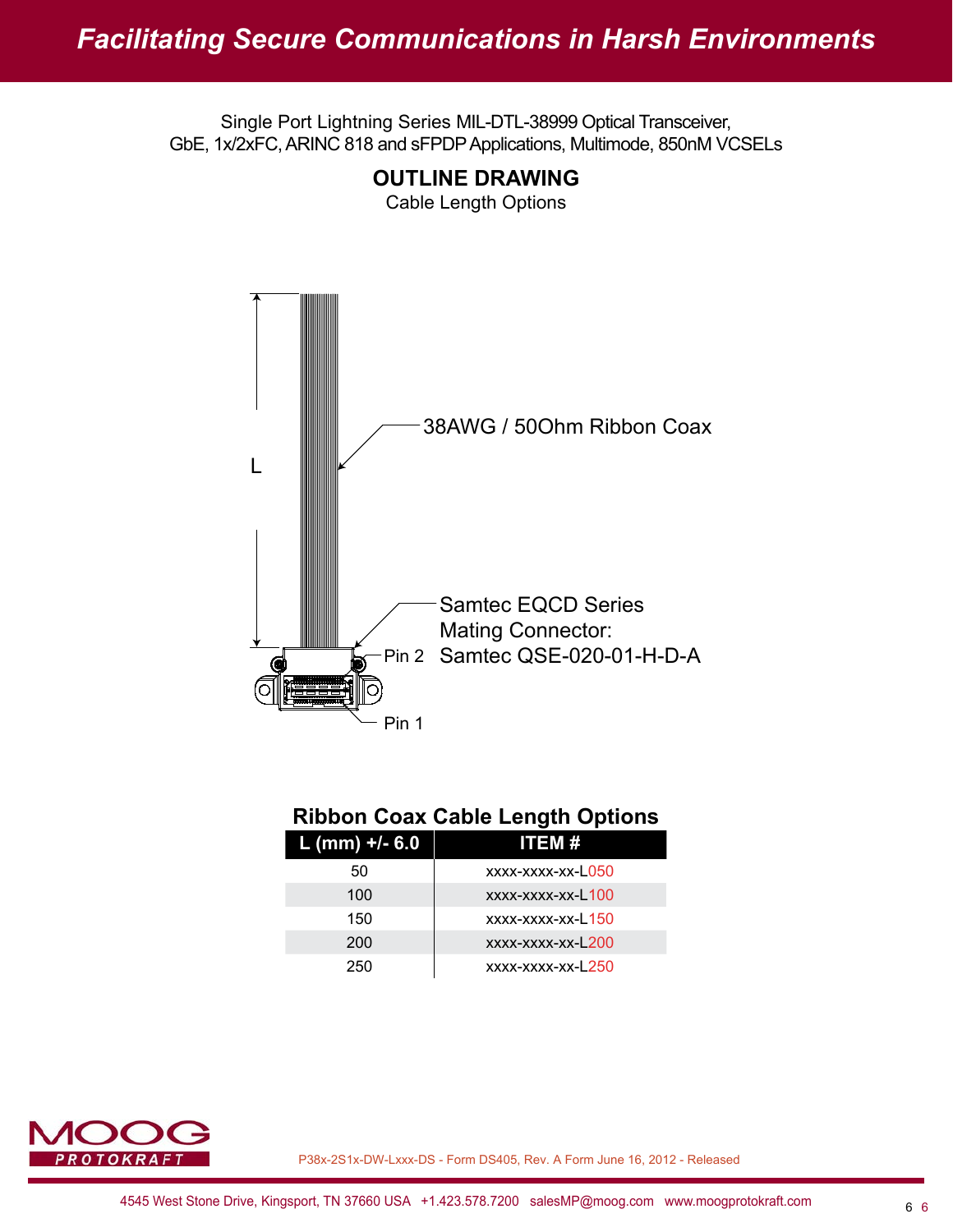Single Port Lightning Series MIL-DTL-38999 Optical Transceiver,
GbE, 1x/2xFC, ARINC 818 and sFPDP Applications, Multimode, 850nM VCSELs

## OUTLINE DRAWING

Cable Length Options

L

38AWG / 50Ohm Ribbon Coax

Samtec EQCD Series
Mating Connector:
Samtec QSE-020-01-H-D-A

Pin 2

Pin 1

### Ribbon Coax Cable Length Options

| L (mm) +/- 6.0 | ITEM # |
|---|---|
| 50 | xxxx-xxxx-xx-L050 |
| 100 | xxxx-xxxx-xx-L100 |
| 150 | xxxx-xxxx-xx-L150 |
| 200 | xxxx-xxxx-xx-L200 |
| 250 | xxxx-xxxx-xx-L250 |

P38x-2S1x-DW-Lxxx-DS - Form DS405, Rev. A Form June 16, 2012 - Released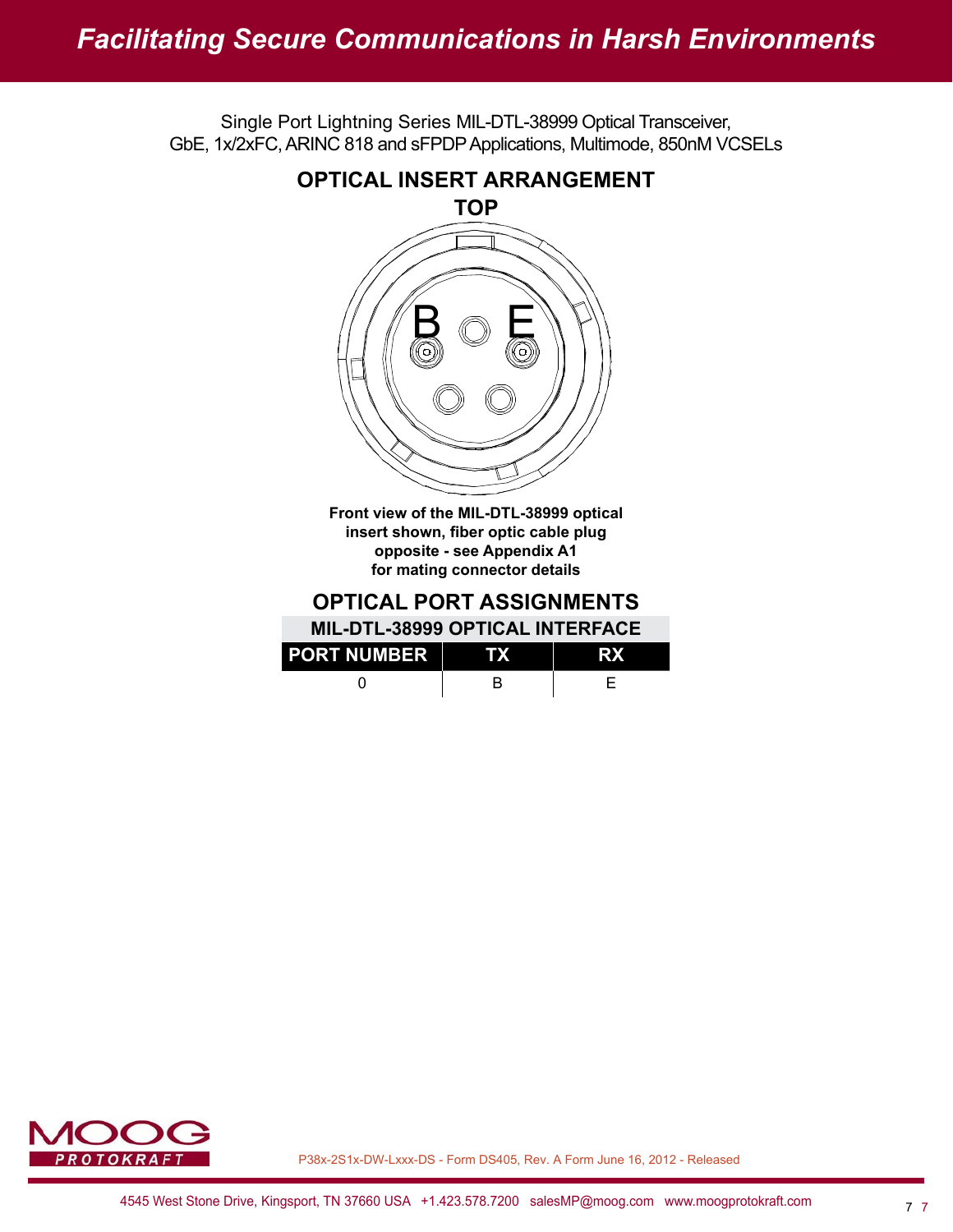Single Port Lightning Series MIL-DTL-38999 Optical Transceiver,
GbE, 1x/2xFC, ARINC 818 and sFPDP Applications, Multimode, 850nM VCSELs

## OPTICAL INSERT ARRANGEMENT

**TOP**

B E

**Front view of the MIL-DTL-38999 optical insert shown, fiber optic cable plug opposite - see Appendix A1 for mating connector details**

## OPTICAL PORT ASSIGNMENTS

| MIL-DTL-38999 OPTICAL INTERFACE | | |
|---|---|---|
| **PORT NUMBER** | **TX** | **RX** |
| 0 | B | E |

P38x-2S1x-DW-Lxxx-DS - Form DS405, Rev. A Form June 16, 2012 - Released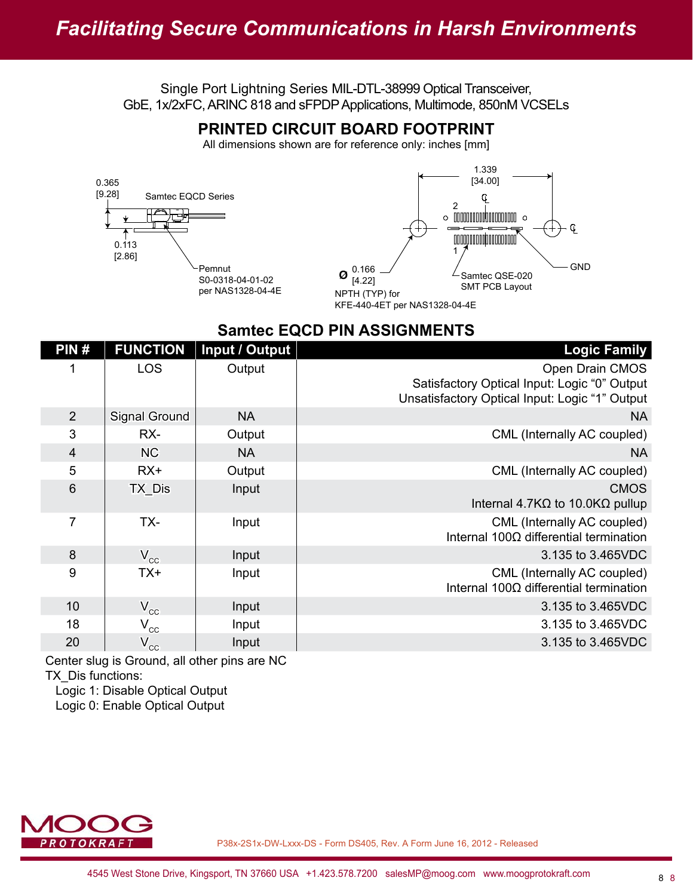Single Port Lightning Series MIL-DTL-38999 Optical Transceiver,
GbE, 1x/2xFC, ARINC 818 and sFPDP Applications, Multimode, 850nM VCSELs

## PRINTED CIRCUIT BOARD FOOTPRINT

All dimensions shown are for reference only: inches [mm]

0.365 [9.28]
Samtec EQCD Series
0.113 [2.86]
Pemnut S0-0318-04-01-02 per NAS1328-04-4E

1.339 [34.00]
2
1
Ø 0.166 [4.22]
NPTH (TYP) for KFE-440-4ET per NAS1328-04-4E
Samtec QSE-020 SMT PCB Layout
GND

## Samtec EQCD PIN ASSIGNMENTS

| PIN # | FUNCTION | Input / Output | Logic Family |
|---|---|---|---|
| 1 | LOS | Output | Open Drain CMOS<br>Satisfactory Optical Input: Logic “0” Output<br>Unsatisfactory Optical Input: Logic “1” Output |
| 2 | Signal Ground | NA | NA |
| 3 | RX- | Output | CML (Internally AC coupled) |
| 4 | NC | NA | NA |
| 5 | RX+ | Output | CML (Internally AC coupled) |
| 6 | TX_Dis | Input | CMOS<br>Internal 4.7KΩ to 10.0KΩ pullup |
| 7 | TX- | Input | CML (Internally AC coupled)<br>Internal 100Ω differential termination |
| 8 | $V_{CC}$ | Input | 3.135 to 3.465VDC |
| 9 | TX+ | Input | CML (Internally AC coupled)<br>Internal 100Ω differential termination |
| 10 | $V_{CC}$ | Input | 3.135 to 3.465VDC |
| 18 | $V_{CC}$ | Input | 3.135 to 3.465VDC |
| 20 | $V_{CC}$ | Input | 3.135 to 3.465VDC |

Center slug is Ground, all other pins are NC

TX_Dis functions:

- Logic 1: Disable Optical Output
- Logic 0: Enable Optical Output

P38x-2S1x-DW-Lxxx-DS - Form DS405, Rev. A Form June 16, 2012 - Released

4545 West Stone Drive, Kingsport, TN 37660 USA +1.423.578.7200 salesMP@moog.com www.moogprotokraft.com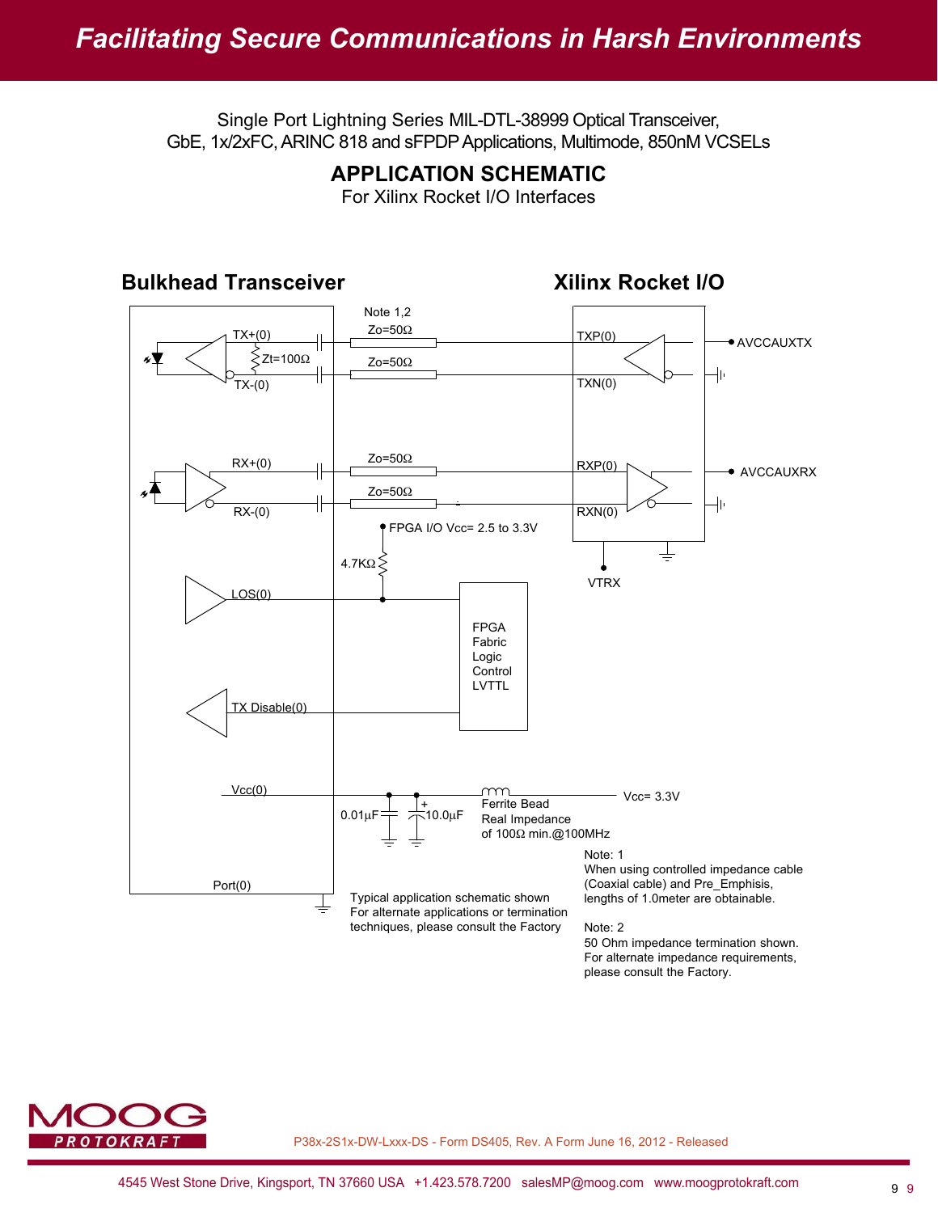Single Port Lightning Series MIL-DTL-38999 Optical Transceiver,
GbE, 1x/2xFC, ARINC 818 and sFPDP Applications, Multimode, 850nM VCSELs

## APPLICATION SCHEMATIC

For Xilinx Rocket I/O Interfaces

**Bulkhead Transceiver** | **Xilinx Rocket I/O**

Note 1,2

TX+(0) — Zo=50Ω — TXP(0) — AVCCAUXTX

Zt=100Ω

TX-(0) — Zo=50Ω — TXN(0)

RX+(0) — Zo=50Ω — RXP(0) — AVCCAUXRX

RX-(0) — Zo=50Ω — RXN(0)

FPGA I/O Vcc= 2.5 to 3.3V

4.7KΩ

VTRX

LOS(0)

FPGA Fabric Logic Control LVTTL

TX Disable(0)

Vcc(0) — 0.01µF — 10.0µF — Ferrite Bead Real Impedance of 100Ω min.@100MHz — Vcc= 3.3V

Port(0)

Typical application schematic shown
For alternate applications or termination techniques, please consult the Factory

Note: 1
When using controlled impedance cable (Coaxial cable) and Pre_Emphisis, lengths of 1.0meter are obtainable.

Note: 2
50 Ohm impedance termination shown.
For alternate impedance requirements, please consult the Factory.

P38x-2S1x-DW-Lxxx-DS - Form DS405, Rev. A Form June 16, 2012 - Released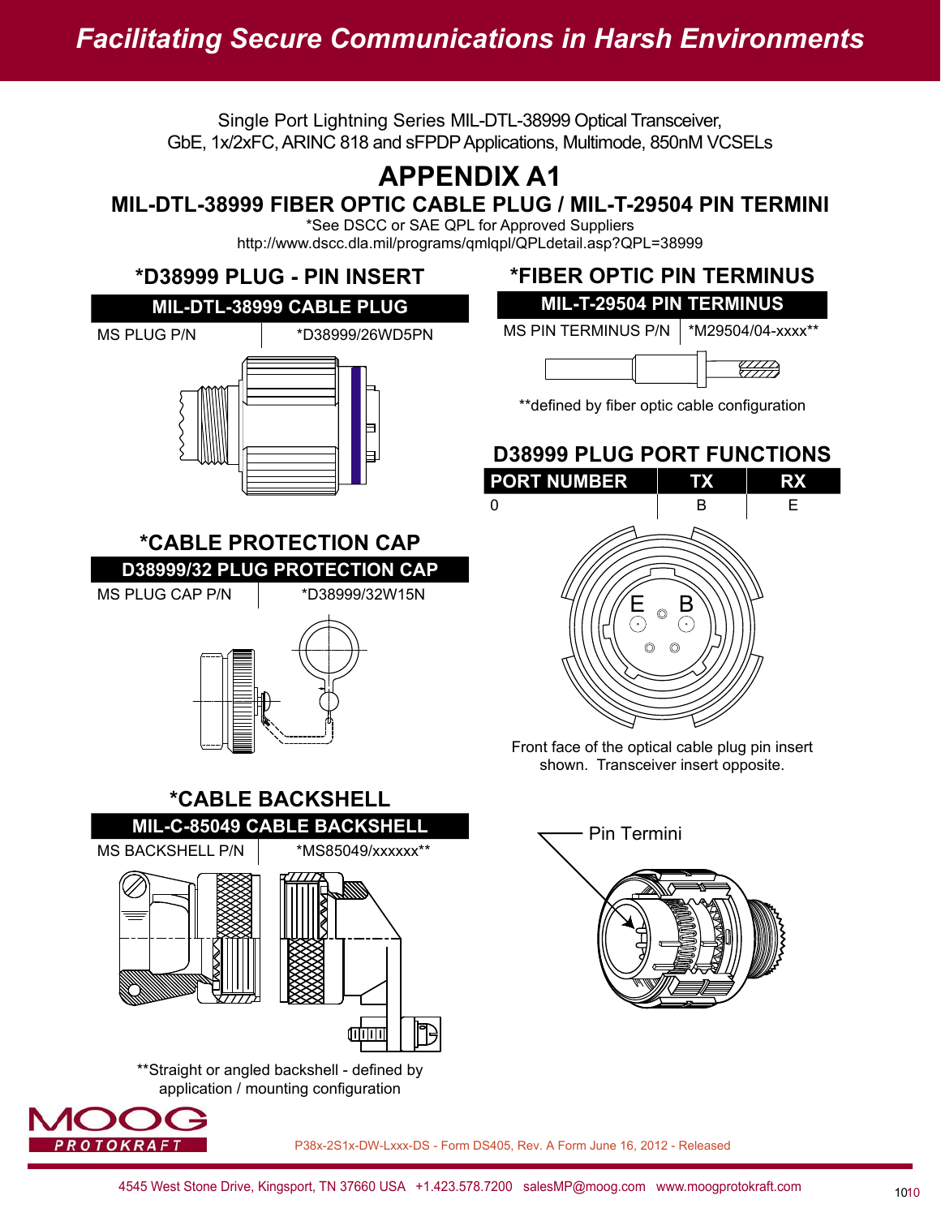Single Port Lightning Series MIL-DTL-38999 Optical Transceiver,
GbE, 1x/2xFC, ARINC 818 and sFPDP Applications, Multimode, 850nM VCSELs

# APPENDIX A1

## MIL-DTL-38999 FIBER OPTIC CABLE PLUG / MIL-T-29504 PIN TERMINI

*See DSCC or SAE QPL for Approved Suppliers
http://www.dscc.dla.mil/programs/qmlqpl/QPLdetail.asp?QPL=38999

### *D38999 PLUG - PIN INSERT

| MIL-DTL-38999 CABLE PLUG | |
|---|---|
| MS PLUG P/N | *D38999/26WD5PN |

### *FIBER OPTIC PIN TERMINUS

| MIL-T-29504 PIN TERMINUS | |
|---|---|
| MS PIN TERMINUS P/N | *M29504/04-xxxx** |

**defined by fiber optic cable configuration

### D38999 PLUG PORT FUNCTIONS

| PORT NUMBER | TX | RX |
|---|---|---|
| 0 | B | E |

Front face of the optical cable plug pin insert shown. Transceiver insert opposite.

### *CABLE PROTECTION CAP

| D38999/32 PLUG PROTECTION CAP | |
|---|---|
| MS PLUG CAP P/N | *D38999/32W15N |

### *CABLE BACKSHELL

| MIL-C-85049 CABLE BACKSHELL | |
|---|---|
| MS BACKSHELL P/N | *MS85049/xxxxxx** |

**Straight or angled backshell - defined by application / mounting configuration

Pin Termini

P38x-2S1x-DW-Lxxx-DS - Form DS405, Rev. A Form June 16, 2012 - Released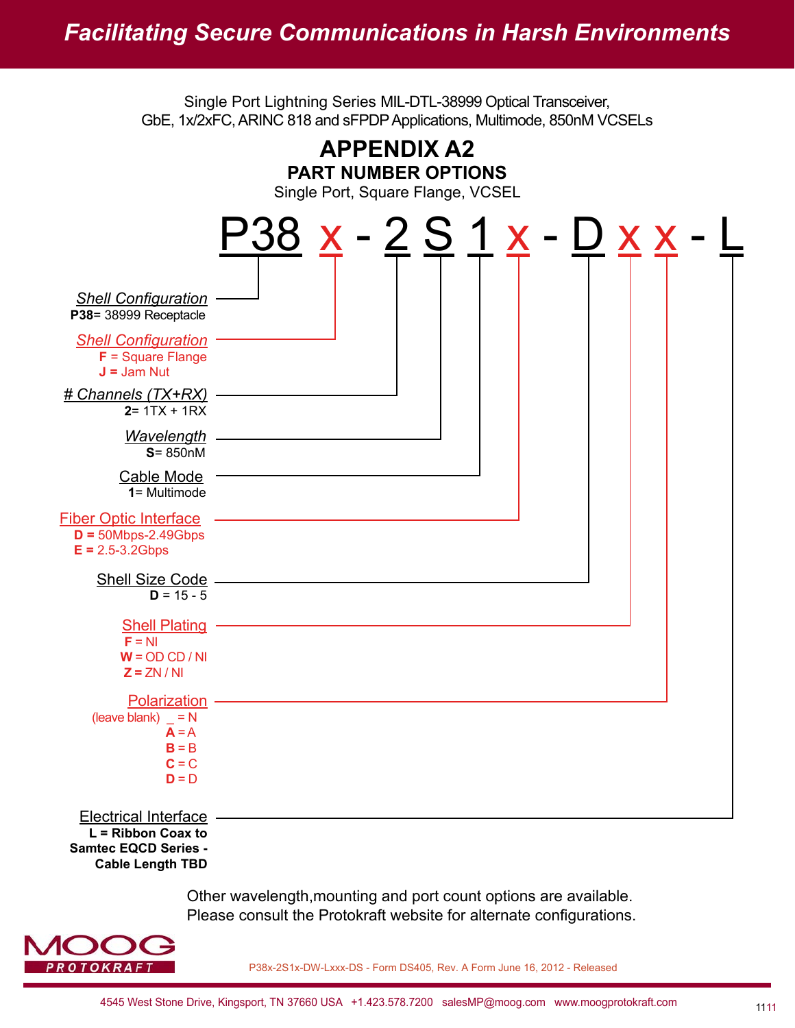Single Port Lightning Series MIL-DTL-38999 Optical Transceiver,
GbE, 1x/2xFC, ARINC 818 and sFPDP Applications, Multimode, 850nM VCSELs

# APPENDIX A2

## PART NUMBER OPTIONS

Single Port, Square Flange, VCSEL

**P38 x - 2 S 1 x - D x x - L**

*Shell Configuration*
**P38**= 38999 Receptacle

*Shell Configuration*
**F** = Square Flange
**J =** Jam Nut

*# Channels (TX+RX)*
**2**= 1TX + 1RX

*Wavelength*
**S**= 850nM

Cable Mode
**1**= Multimode

Fiber Optic Interface
**D =** 50Mbps-2.49Gbps
**E =** 2.5-3.2Gbps

Shell Size Code
**D** = 15 - 5

Shell Plating
**F** = NI
**W** = OD CD / NI
**Z =** ZN / NI

Polarization
(leave blank) _ = N
**A** = A
**B** = B
**C** = C
**D** = D

Electrical Interface
**L = Ribbon Coax to Samtec EQCD Series - Cable Length TBD**

Other wavelength,mounting and port count options are available.
Please consult the Protokraft website for alternate configurations.

P38x-2S1x-DW-Lxxx-DS - Form DS405, Rev. A Form June 16, 2012 - Released